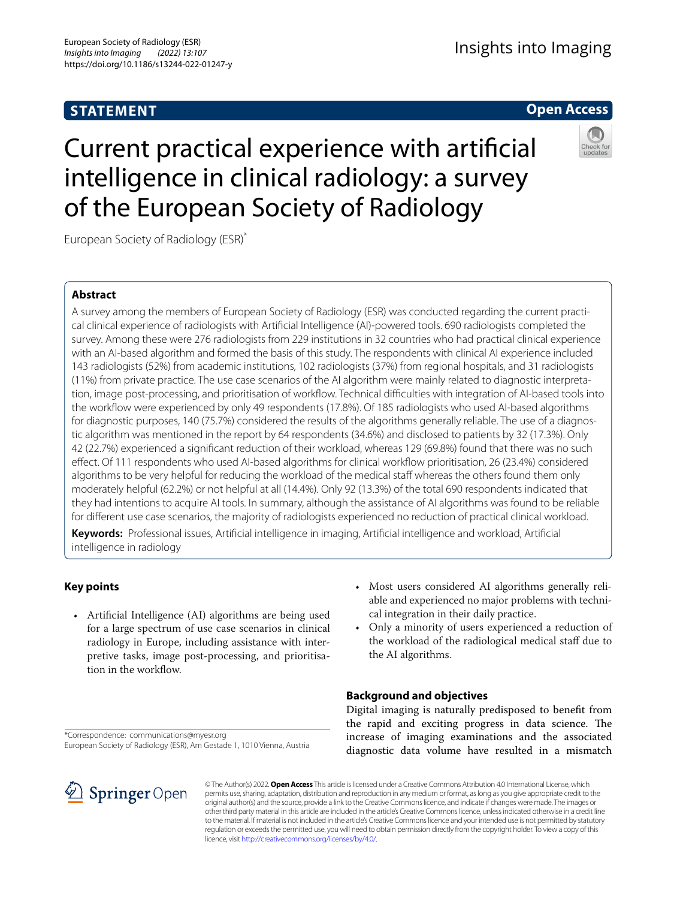# Current practical experience with artificial intelligence in clinical radiology: a survey of the European Society of Radiology

**STATEMENT** | **Open Access**

European Society of Radiology (ESR)*

## Abstract

A survey among the members of European Society of Radiology (ESR) was conducted regarding the current practical clinical experience of radiologists with Artificial Intelligence (AI)-powered tools. 690 radiologists completed the survey. Among these were 276 radiologists from 229 institutions in 32 countries who had practical clinical experience with an AI-based algorithm and formed the basis of this study. The respondents with clinical AI experience included 143 radiologists (52%) from academic institutions, 102 radiologists (37%) from regional hospitals, and 31 radiologists (11%) from private practice. The use case scenarios of the AI algorithm were mainly related to diagnostic interpretation, image post-processing, and prioritisation of workflow. Technical difficulties with integration of AI-based tools into the workflow were experienced by only 49 respondents (17.8%). Of 185 radiologists who used AI-based algorithms for diagnostic purposes, 140 (75.7%) considered the results of the algorithms generally reliable. The use of a diagnostic algorithm was mentioned in the report by 64 respondents (34.6%) and disclosed to patients by 32 (17.3%). Only 42 (22.7%) experienced a significant reduction of their workload, whereas 129 (69.8%) found that there was no such effect. Of 111 respondents who used AI-based algorithms for clinical workflow prioritisation, 26 (23.4%) considered algorithms to be very helpful for reducing the workload of the medical staff whereas the others found them only moderately helpful (62.2%) or not helpful at all (14.4%). Only 92 (13.3%) of the total 690 respondents indicated that they had intentions to acquire AI tools. In summary, although the assistance of AI algorithms was found to be reliable for different use case scenarios, the majority of radiologists experienced no reduction of practical clinical workload.

**Keywords:** Professional issues, Artificial intelligence in imaging, Artificial intelligence and workload, Artificial intelligence in radiology

## Key points

- Artificial Intelligence (AI) algorithms are being used for a large spectrum of use case scenarios in clinical radiology in Europe, including assistance with interpretive tasks, image post-processing, and prioritisation in the workflow.
- Most users considered AI algorithms generally reliable and experienced no major problems with technical integration in their daily practice.
- Only a minority of users experienced a reduction of the workload of the radiological medical staff due to the AI algorithms.

## Background and objectives

Digital imaging is naturally predisposed to benefit from the rapid and exciting progress in data science. The increase of imaging examinations and the associated diagnostic data volume have resulted in a mismatch

*Correspondence: communications@myesr.org
European Society of Radiology (ESR), Am Gestade 1, 1010 Vienna, Austria

© The Author(s) 2022. **Open Access** This article is licensed under a Creative Commons Attribution 4.0 International License, which permits use, sharing, adaptation, distribution and reproduction in any medium or format, as long as you give appropriate credit to the original author(s) and the source, provide a link to the Creative Commons licence, and indicate if changes were made. The images or other third party material in this article are included in the article's Creative Commons licence, unless indicated otherwise in a credit line to the material. If material is not included in the article's Creative Commons licence and your intended use is not permitted by statutory regulation or exceeds the permitted use, you will need to obtain permission directly from the copyright holder. To view a copy of this licence, visit http://creativecommons.org/licenses/by/4.0/.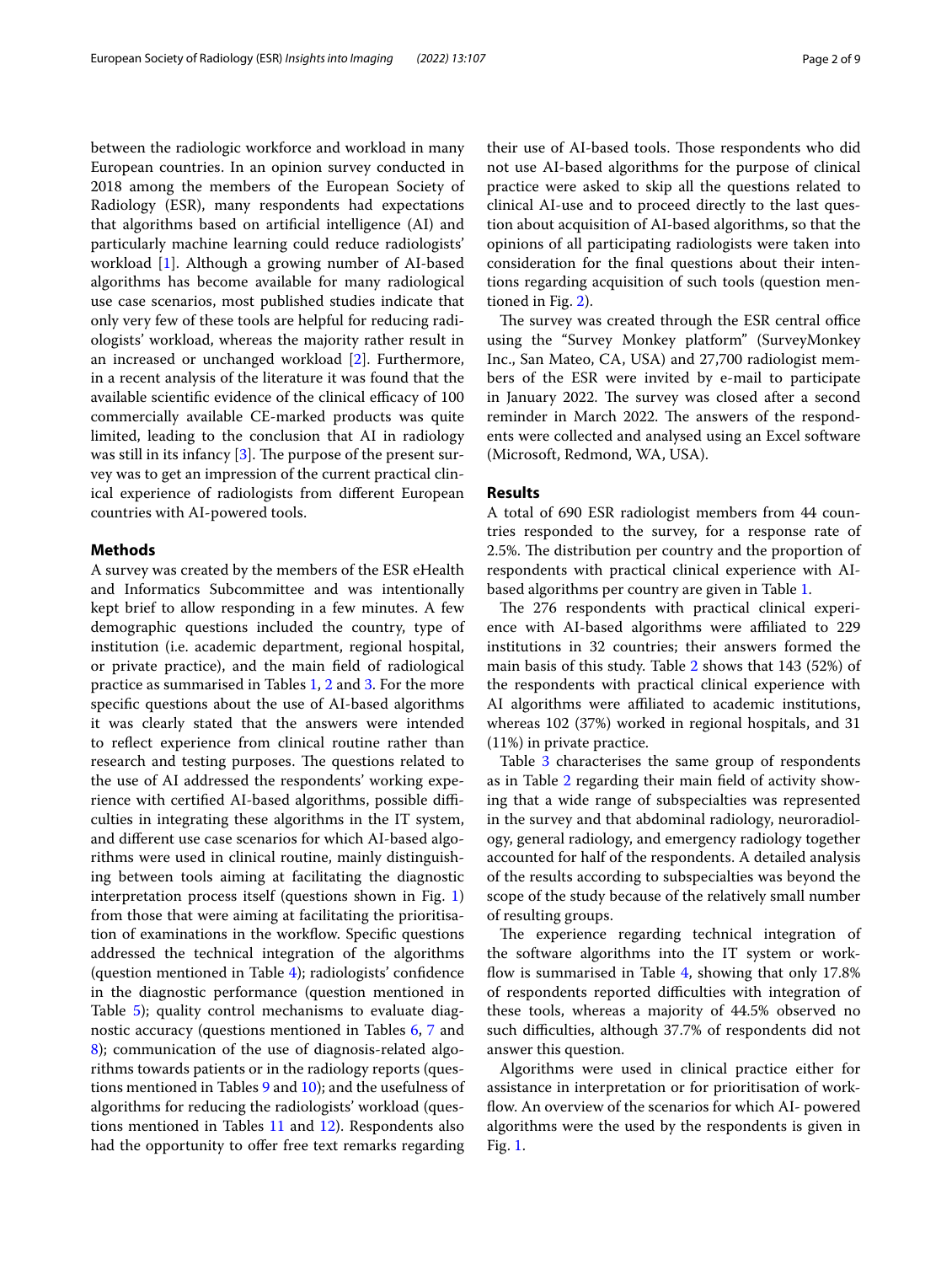between the radiologic workforce and workload in many European countries. In an opinion survey conducted in 2018 among the members of the European Society of Radiology (ESR), many respondents had expectations that algorithms based on artificial intelligence (AI) and particularly machine learning could reduce radiologists' workload [1]. Although a growing number of AI-based algorithms has become available for many radiological use case scenarios, most published studies indicate that only very few of these tools are helpful for reducing radiologists' workload, whereas the majority rather result in an increased or unchanged workload [2]. Furthermore, in a recent analysis of the literature it was found that the available scientific evidence of the clinical efficacy of 100 commercially available CE-marked products was quite limited, leading to the conclusion that AI in radiology was still in its infancy [3]. The purpose of the present survey was to get an impression of the current practical clinical experience of radiologists from different European countries with AI-powered tools.

## Methods

A survey was created by the members of the ESR eHealth and Informatics Subcommittee and was intentionally kept brief to allow responding in a few minutes. A few demographic questions included the country, type of institution (i.e. academic department, regional hospital, or private practice), and the main field of radiological practice as summarised in Tables 1, 2 and 3. For the more specific questions about the use of AI-based algorithms it was clearly stated that the answers were intended to reflect experience from clinical routine rather than research and testing purposes. The questions related to the use of AI addressed the respondents' working experience with certified AI-based algorithms, possible difficulties in integrating these algorithms in the IT system, and different use case scenarios for which AI-based algorithms were used in clinical routine, mainly distinguishing between tools aiming at facilitating the diagnostic interpretation process itself (questions shown in Fig. 1) from those that were aiming at facilitating the prioritisation of examinations in the workflow. Specific questions addressed the technical integration of the algorithms (question mentioned in Table 4); radiologists' confidence in the diagnostic performance (question mentioned in Table 5); quality control mechanisms to evaluate diagnostic accuracy (questions mentioned in Tables 6, 7 and 8); communication of the use of diagnosis-related algorithms towards patients or in the radiology reports (questions mentioned in Tables 9 and 10); and the usefulness of algorithms for reducing the radiologists' workload (questions mentioned in Tables 11 and 12). Respondents also had the opportunity to offer free text remarks regarding their use of AI-based tools. Those respondents who did not use AI-based algorithms for the purpose of clinical practice were asked to skip all the questions related to clinical AI-use and to proceed directly to the last question about acquisition of AI-based algorithms, so that the opinions of all participating radiologists were taken into consideration for the final questions about their intentions regarding acquisition of such tools (question mentioned in Fig. 2).

The survey was created through the ESR central office using the "Survey Monkey platform" (SurveyMonkey Inc., San Mateo, CA, USA) and 27,700 radiologist members of the ESR were invited by e-mail to participate in January 2022. The survey was closed after a second reminder in March 2022. The answers of the respondents were collected and analysed using an Excel software (Microsoft, Redmond, WA, USA).

## Results

A total of 690 ESR radiologist members from 44 countries responded to the survey, for a response rate of 2.5%. The distribution per country and the proportion of respondents with practical clinical experience with AI-based algorithms per country are given in Table 1.

The 276 respondents with practical clinical experience with AI-based algorithms were affiliated to 229 institutions in 32 countries; their answers formed the main basis of this study. Table 2 shows that 143 (52%) of the respondents with practical clinical experience with AI algorithms were affiliated to academic institutions, whereas 102 (37%) worked in regional hospitals, and 31 (11%) in private practice.

Table 3 characterises the same group of respondents as in Table 2 regarding their main field of activity showing that a wide range of subspecialties was represented in the survey and that abdominal radiology, neuroradiology, general radiology, and emergency radiology together accounted for half of the respondents. A detailed analysis of the results according to subspecialties was beyond the scope of the study because of the relatively small number of resulting groups.

The experience regarding technical integration of the software algorithms into the IT system or workflow is summarised in Table 4, showing that only 17.8% of respondents reported difficulties with integration of these tools, whereas a majority of 44.5% observed no such difficulties, although 37.7% of respondents did not answer this question.

Algorithms were used in clinical practice either for assistance in interpretation or for prioritisation of workflow. An overview of the scenarios for which AI- powered algorithms were the used by the respondents is given in Fig. 1.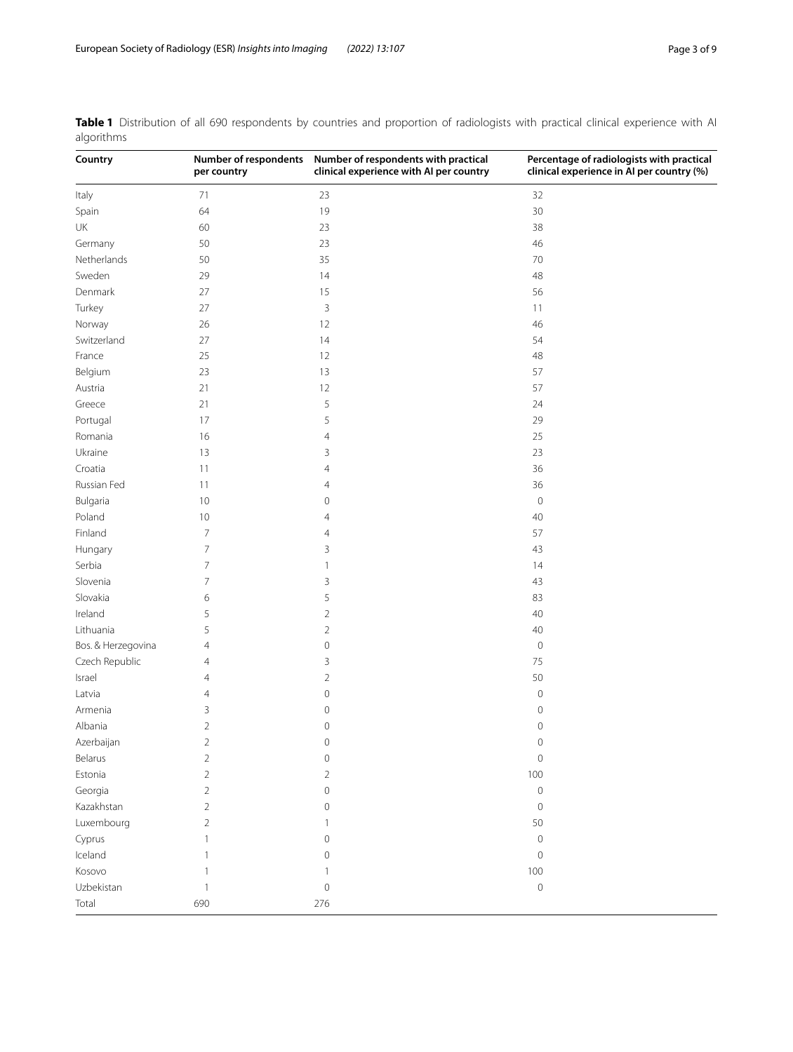**Table 1** Distribution of all 690 respondents by countries and proportion of radiologists with practical clinical experience with AI algorithms

| Country | Number of respondents per country | Number of respondents with practical clinical experience with AI per country | Percentage of radiologists with practical clinical experience in AI per country (%) |
|---|---|---|---|
| Italy | 71 | 23 | 32 |
| Spain | 64 | 19 | 30 |
| UK | 60 | 23 | 38 |
| Germany | 50 | 23 | 46 |
| Netherlands | 50 | 35 | 70 |
| Sweden | 29 | 14 | 48 |
| Denmark | 27 | 15 | 56 |
| Turkey | 27 | 3 | 11 |
| Norway | 26 | 12 | 46 |
| Switzerland | 27 | 14 | 54 |
| France | 25 | 12 | 48 |
| Belgium | 23 | 13 | 57 |
| Austria | 21 | 12 | 57 |
| Greece | 21 | 5 | 24 |
| Portugal | 17 | 5 | 29 |
| Romania | 16 | 4 | 25 |
| Ukraine | 13 | 3 | 23 |
| Croatia | 11 | 4 | 36 |
| Russian Fed | 11 | 4 | 36 |
| Bulgaria | 10 | 0 | 0 |
| Poland | 10 | 4 | 40 |
| Finland | 7 | 4 | 57 |
| Hungary | 7 | 3 | 43 |
| Serbia | 7 | 1 | 14 |
| Slovenia | 7 | 3 | 43 |
| Slovakia | 6 | 5 | 83 |
| Ireland | 5 | 2 | 40 |
| Lithuania | 5 | 2 | 40 |
| Bos. & Herzegovina | 4 | 0 | 0 |
| Czech Republic | 4 | 3 | 75 |
| Israel | 4 | 2 | 50 |
| Latvia | 4 | 0 | 0 |
| Armenia | 3 | 0 | 0 |
| Albania | 2 | 0 | 0 |
| Azerbaijan | 2 | 0 | 0 |
| Belarus | 2 | 0 | 0 |
| Estonia | 2 | 2 | 100 |
| Georgia | 2 | 0 | 0 |
| Kazakhstan | 2 | 0 | 0 |
| Luxembourg | 2 | 1 | 50 |
| Cyprus | 1 | 0 | 0 |
| Iceland | 1 | 0 | 0 |
| Kosovo | 1 | 1 | 100 |
| Uzbekistan | 1 | 0 | 0 |
| Total | 690 | 276 | |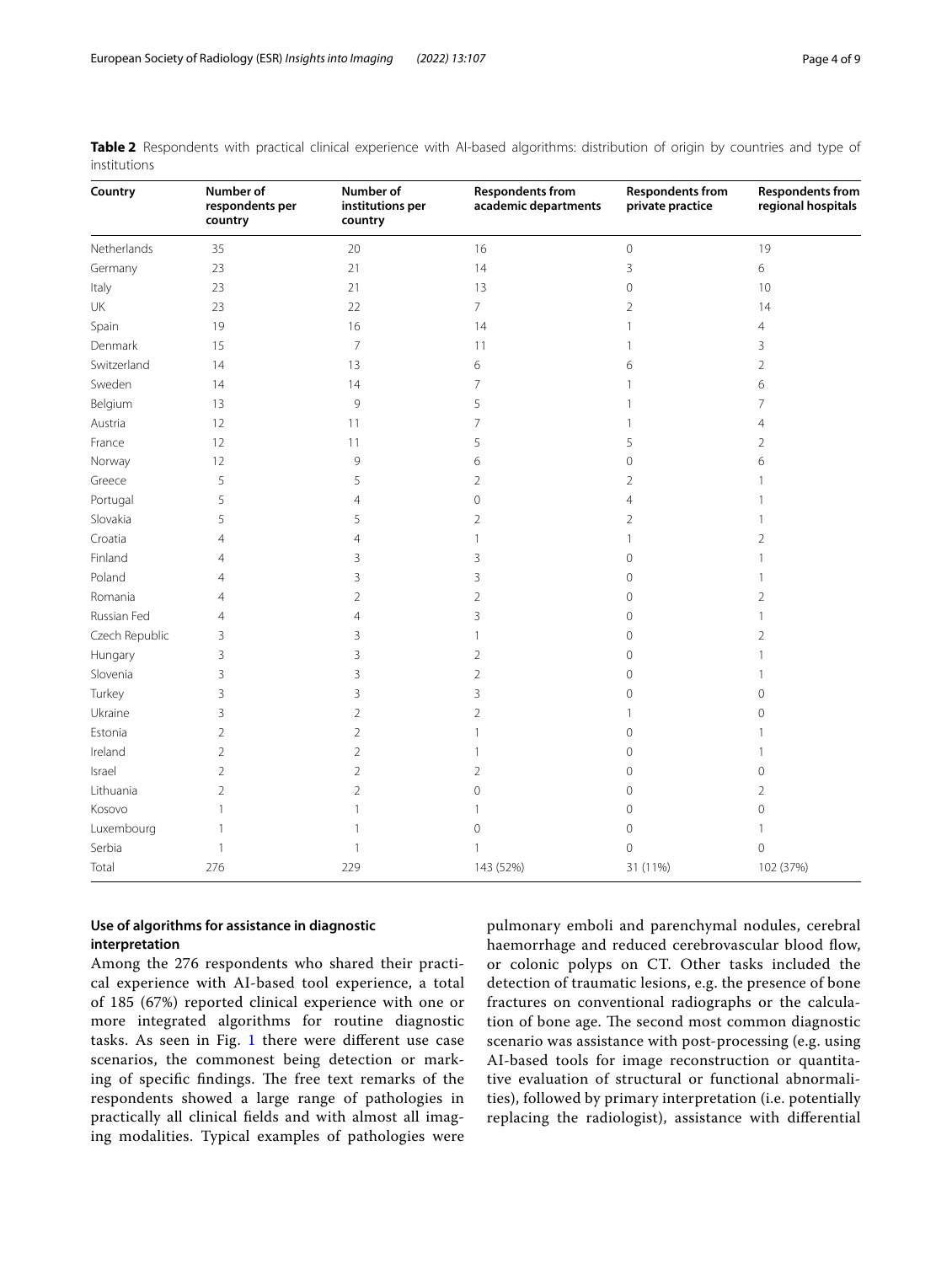**Table 2** Respondents with practical clinical experience with AI-based algorithms: distribution of origin by countries and type of institutions

| Country | Number of respondents per country | Number of institutions per country | Respondents from academic departments | Respondents from private practice | Respondents from regional hospitals |
|---|---|---|---|---|---|
| Netherlands | 35 | 20 | 16 | 0 | 19 |
| Germany | 23 | 21 | 14 | 3 | 6 |
| Italy | 23 | 21 | 13 | 0 | 10 |
| UK | 23 | 22 | 7 | 2 | 14 |
| Spain | 19 | 16 | 14 | 1 | 4 |
| Denmark | 15 | 7 | 11 | 1 | 3 |
| Switzerland | 14 | 13 | 6 | 6 | 2 |
| Sweden | 14 | 14 | 7 | 1 | 6 |
| Belgium | 13 | 9 | 5 | 1 | 7 |
| Austria | 12 | 11 | 7 | 1 | 4 |
| France | 12 | 11 | 5 | 5 | 2 |
| Norway | 12 | 9 | 6 | 0 | 6 |
| Greece | 5 | 5 | 2 | 2 | 1 |
| Portugal | 5 | 4 | 0 | 4 | 1 |
| Slovakia | 5 | 5 | 2 | 2 | 1 |
| Croatia | 4 | 4 | 1 | 1 | 2 |
| Finland | 4 | 3 | 3 | 0 | 1 |
| Poland | 4 | 3 | 3 | 0 | 1 |
| Romania | 4 | 2 | 2 | 0 | 2 |
| Russian Fed | 4 | 4 | 3 | 0 | 1 |
| Czech Republic | 3 | 3 | 1 | 0 | 2 |
| Hungary | 3 | 3 | 2 | 0 | 1 |
| Slovenia | 3 | 3 | 2 | 0 | 1 |
| Turkey | 3 | 3 | 3 | 0 | 0 |
| Ukraine | 3 | 2 | 2 | 1 | 0 |
| Estonia | 2 | 2 | 1 | 0 | 1 |
| Ireland | 2 | 2 | 1 | 0 | 1 |
| Israel | 2 | 2 | 2 | 0 | 0 |
| Lithuania | 2 | 2 | 0 | 0 | 2 |
| Kosovo | 1 | 1 | 1 | 0 | 0 |
| Luxembourg | 1 | 1 | 0 | 0 | 1 |
| Serbia | 1 | 1 | 1 | 0 | 0 |
| Total | 276 | 229 | 143 (52%) | 31 (11%) | 102 (37%) |

### Use of algorithms for assistance in diagnostic interpretation

Among the 276 respondents who shared their practical experience with AI-based tool experience, a total of 185 (67%) reported clinical experience with one or more integrated algorithms for routine diagnostic tasks. As seen in Fig. 1 there were different use case scenarios, the commonest being detection or marking of specific findings. The free text remarks of the respondents showed a large range of pathologies in practically all clinical fields and with almost all imaging modalities. Typical examples of pathologies were pulmonary emboli and parenchymal nodules, cerebral haemorrhage and reduced cerebrovascular blood flow, or colonic polyps on CT. Other tasks included the detection of traumatic lesions, e.g. the presence of bone fractures on conventional radiographs or the calculation of bone age. The second most common diagnostic scenario was assistance with post-processing (e.g. using AI-based tools for image reconstruction or quantitative evaluation of structural or functional abnormalities), followed by primary interpretation (i.e. potentially replacing the radiologist), assistance with differential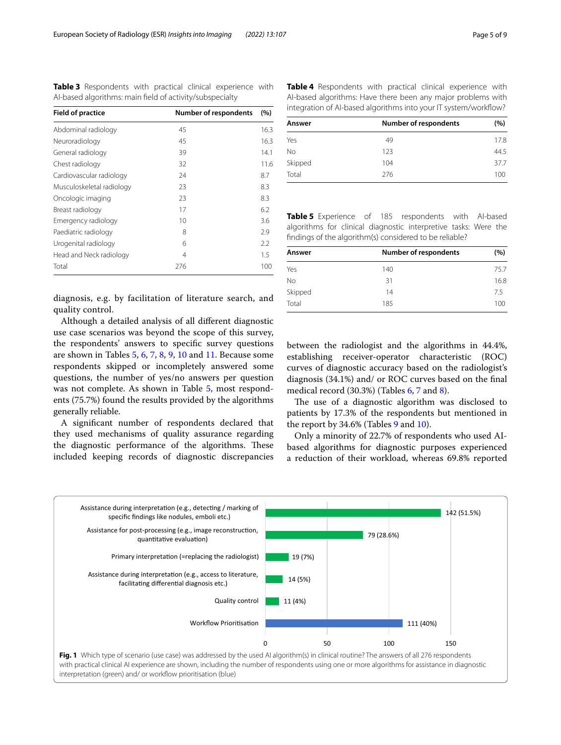**Table 3** Respondents with practical clinical experience with AI-based algorithms: main field of activity/subspecialty

| Field of practice | Number of respondents | (%) |
|---|---|---|
| Abdominal radiology | 45 | 16.3 |
| Neuroradiology | 45 | 16.3 |
| General radiology | 39 | 14.1 |
| Chest radiology | 32 | 11.6 |
| Cardiovascular radiology | 24 | 8.7 |
| Musculoskeletal radiology | 23 | 8.3 |
| Oncologic imaging | 23 | 8.3 |
| Breast radiology | 17 | 6.2 |
| Emergency radiology | 10 | 3.6 |
| Paediatric radiology | 8 | 2.9 |
| Urogenital radiology | 6 | 2.2 |
| Head and Neck radiology | 4 | 1.5 |
| Total | 276 | 100 |

diagnosis, e.g. by facilitation of literature search, and quality control.

Although a detailed analysis of all different diagnostic use case scenarios was beyond the scope of this survey, the respondents' answers to specific survey questions are shown in Tables 5, 6, 7, 8, 9, 10 and 11. Because some respondents skipped or incompletely answered some questions, the number of yes/no answers per question was not complete. As shown in Table 5, most respondents (75.7%) found the results provided by the algorithms generally reliable.

A significant number of respondents declared that they used mechanisms of quality assurance regarding the diagnostic performance of the algorithms. These included keeping records of diagnostic discrepancies between the radiologist and the algorithms in 44.4%, establishing receiver-operator characteristic (ROC) curves of diagnostic accuracy based on the radiologist's diagnosis (34.1%) and/ or ROC curves based on the final medical record (30.3%) (Tables 6, 7 and 8).

**Table 4** Respondents with practical clinical experience with AI-based algorithms: Have there been any major problems with integration of AI-based algorithms into your IT system/workflow?

| Answer | Number of respondents | (%) |
|---|---|---|
| Yes | 49 | 17.8 |
| No | 123 | 44.5 |
| Skipped | 104 | 37.7 |
| Total | 276 | 100 |

**Table 5** Experience of 185 respondents with AI-based algorithms for clinical diagnostic interpretive tasks: Were the findings of the algorithm(s) considered to be reliable?

| Answer | Number of respondents | (%) |
|---|---|---|
| Yes | 140 | 75.7 |
| No | 31 | 16.8 |
| Skipped | 14 | 7.5 |
| Total | 185 | 100 |

The use of a diagnostic algorithm was disclosed to patients by 17.3% of the respondents but mentioned in the report by 34.6% (Tables 9 and 10).

Only a minority of 22.7% of respondents who used AI-based algorithms for diagnostic purposes experienced a reduction of their workload, whereas 69.8% reported

**Fig. 1** Which type of scenario (use case) was addressed by the used AI algorithm(s) in clinical routine? The answers of all 276 respondents with practical clinical AI experience are shown, including the number of respondents using one or more algorithms for assistance in diagnostic interpretation (green) and/ or workflow prioritisation (blue)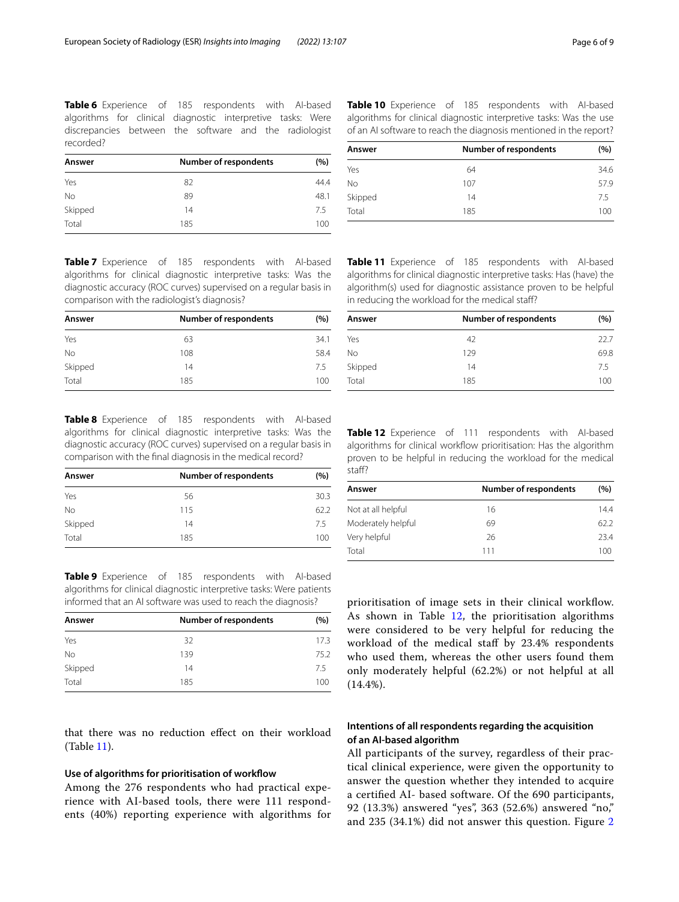**Table 6** Experience of 185 respondents with AI-based algorithms for clinical diagnostic interpretive tasks: Were discrepancies between the software and the radiologist recorded?

| Answer | Number of respondents | (%) |
|---|---|---|
| Yes | 82 | 44.4 |
| No | 89 | 48.1 |
| Skipped | 14 | 7.5 |
| Total | 185 | 100 |

**Table 7** Experience of 185 respondents with AI-based algorithms for clinical diagnostic interpretive tasks: Was the diagnostic accuracy (ROC curves) supervised on a regular basis in comparison with the radiologist's diagnosis?

| Answer | Number of respondents | (%) |
|---|---|---|
| Yes | 63 | 34.1 |
| No | 108 | 58.4 |
| Skipped | 14 | 7.5 |
| Total | 185 | 100 |

**Table 8** Experience of 185 respondents with AI-based algorithms for clinical diagnostic interpretive tasks: Was the diagnostic accuracy (ROC curves) supervised on a regular basis in comparison with the final diagnosis in the medical record?

| Answer | Number of respondents | (%) |
|---|---|---|
| Yes | 56 | 30.3 |
| No | 115 | 62.2 |
| Skipped | 14 | 7.5 |
| Total | 185 | 100 |

**Table 9** Experience of 185 respondents with AI-based algorithms for clinical diagnostic interpretive tasks: Were patients informed that an AI software was used to reach the diagnosis?

| Answer | Number of respondents | (%) |
|---|---|---|
| Yes | 32 | 17.3 |
| No | 139 | 75.2 |
| Skipped | 14 | 7.5 |
| Total | 185 | 100 |

that there was no reduction effect on their workload (Table 11).

### Use of algorithms for prioritisation of workflow

Among the 276 respondents who had practical experience with AI-based tools, there were 111 respondents (40%) reporting experience with algorithms for prioritisation of image sets in their clinical workflow. As shown in Table 12, the prioritisation algorithms were considered to be very helpful for reducing the workload of the medical staff by 23.4% respondents who used them, whereas the other users found them only moderately helpful (62.2%) or not helpful at all (14.4%).

**Table 10** Experience of 185 respondents with AI-based algorithms for clinical diagnostic interpretive tasks: Was the use of an AI software to reach the diagnosis mentioned in the report?

| Answer | Number of respondents | (%) |
|---|---|---|
| Yes | 64 | 34.6 |
| No | 107 | 57.9 |
| Skipped | 14 | 7.5 |
| Total | 185 | 100 |

**Table 11** Experience of 185 respondents with AI-based algorithms for clinical diagnostic interpretive tasks: Has (have) the algorithm(s) used for diagnostic assistance proven to be helpful in reducing the workload for the medical staff?

| Answer | Number of respondents | (%) |
|---|---|---|
| Yes | 42 | 22.7 |
| No | 129 | 69.8 |
| Skipped | 14 | 7.5 |
| Total | 185 | 100 |

**Table 12** Experience of 111 respondents with AI-based algorithms for clinical workflow prioritisation: Has the algorithm proven to be helpful in reducing the workload for the medical staff?

| Answer | Number of respondents | (%) |
|---|---|---|
| Not at all helpful | 16 | 14.4 |
| Moderately helpful | 69 | 62.2 |
| Very helpful | 26 | 23.4 |
| Total | 111 | 100 |

### Intentions of all respondents regarding the acquisition of an AI-based algorithm

All participants of the survey, regardless of their practical clinical experience, were given the opportunity to answer the question whether they intended to acquire a certified AI- based software. Of the 690 participants, 92 (13.3%) answered "yes", 363 (52.6%) answered "no," and 235 (34.1%) did not answer this question. Figure 2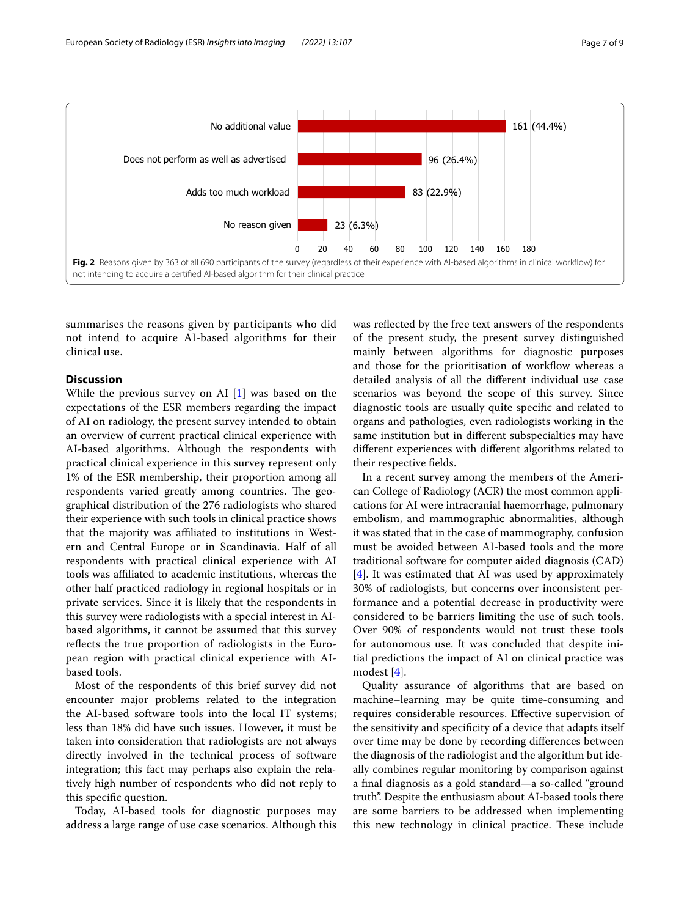| Reason | n (%) |
|---|---|
| No additional value | 161 (44.4%) |
| Does not perform as well as advertised | 96 (26.4%) |
| Adds too much workload | 83 (22.9%) |
| No reason given | 23 (6.3%) |

**Fig. 2** Reasons given by 363 of all 690 participants of the survey (regardless of their experience with AI-based algorithms in clinical workflow) for not intending to acquire a certified AI-based algorithm for their clinical practice

summarises the reasons given by participants who did not intend to acquire AI-based algorithms for their clinical use.

## Discussion

While the previous survey on AI [1] was based on the expectations of the ESR members regarding the impact of AI on radiology, the present survey intended to obtain an overview of current practical clinical experience with AI-based algorithms. Although the respondents with practical clinical experience in this survey represent only 1% of the ESR membership, their proportion among all respondents varied greatly among countries. The geographical distribution of the 276 radiologists who shared their experience with such tools in clinical practice shows that the majority was affiliated to institutions in Western and Central Europe or in Scandinavia. Half of all respondents with practical clinical experience with AI tools was affiliated to academic institutions, whereas the other half practiced radiology in regional hospitals or in private services. Since it is likely that the respondents in this survey were radiologists with a special interest in AI-based algorithms, it cannot be assumed that this survey reflects the true proportion of radiologists in the European region with practical clinical experience with AI-based tools.

Most of the respondents of this brief survey did not encounter major problems related to the integration the AI-based software tools into the local IT systems; less than 18% did have such issues. However, it must be taken into consideration that radiologists are not always directly involved in the technical process of software integration; this fact may perhaps also explain the relatively high number of respondents who did not reply to this specific question.

Today, AI-based tools for diagnostic purposes may address a large range of use case scenarios. Although this was reflected by the free text answers of the respondents of the present study, the present survey distinguished mainly between algorithms for diagnostic purposes and those for the prioritisation of workflow whereas a detailed analysis of all the different individual use case scenarios was beyond the scope of this survey. Since diagnostic tools are usually quite specific and related to organs and pathologies, even radiologists working in the same institution but in different subspecialties may have different experiences with different algorithms related to their respective fields.

In a recent survey among the members of the American College of Radiology (ACR) the most common applications for AI were intracranial haemorrhage, pulmonary embolism, and mammographic abnormalities, although it was stated that in the case of mammography, confusion must be avoided between AI-based tools and the more traditional software for computer aided diagnosis (CAD) [4]. It was estimated that AI was used by approximately 30% of radiologists, but concerns over inconsistent performance and a potential decrease in productivity were considered to be barriers limiting the use of such tools. Over 90% of respondents would not trust these tools for autonomous use. It was concluded that despite initial predictions the impact of AI on clinical practice was modest [4].

Quality assurance of algorithms that are based on machine–learning may be quite time-consuming and requires considerable resources. Effective supervision of the sensitivity and specificity of a device that adapts itself over time may be done by recording differences between the diagnosis of the radiologist and the algorithm but ideally combines regular monitoring by comparison against a final diagnosis as a gold standard—a so-called "ground truth". Despite the enthusiasm about AI-based tools there are some barriers to be addressed when implementing this new technology in clinical practice. These include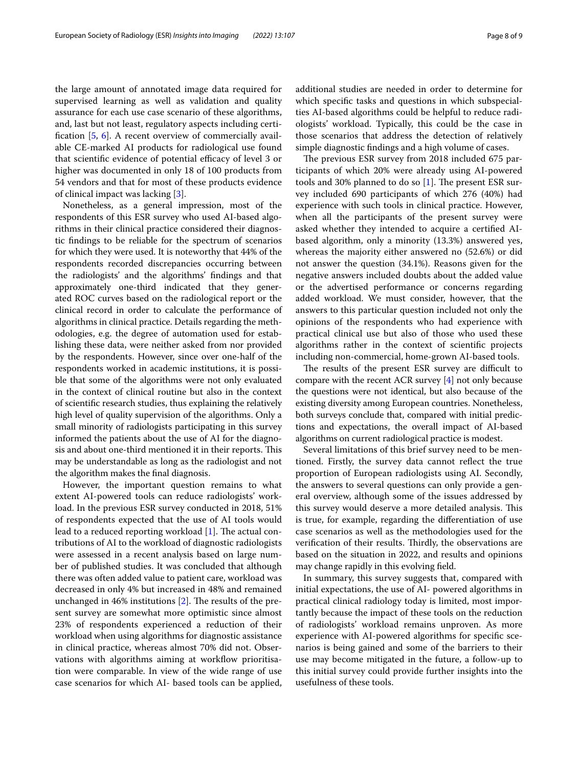the large amount of annotated image data required for supervised learning as well as validation and quality assurance for each use case scenario of these algorithms, and, last but not least, regulatory aspects including certification [5, 6]. A recent overview of commercially available CE-marked AI products for radiological use found that scientific evidence of potential efficacy of level 3 or higher was documented in only 18 of 100 products from 54 vendors and that for most of these products evidence of clinical impact was lacking [3].

Nonetheless, as a general impression, most of the respondents of this ESR survey who used AI-based algorithms in their clinical practice considered their diagnostic findings to be reliable for the spectrum of scenarios for which they were used. It is noteworthy that 44% of the respondents recorded discrepancies occurring between the radiologists' and the algorithms' findings and that approximately one-third indicated that they generated ROC curves based on the radiological report or the clinical record in order to calculate the performance of algorithms in clinical practice. Details regarding the methodologies, e.g. the degree of automation used for establishing these data, were neither asked from nor provided by the respondents. However, since over one-half of the respondents worked in academic institutions, it is possible that some of the algorithms were not only evaluated in the context of clinical routine but also in the context of scientific research studies, thus explaining the relatively high level of quality supervision of the algorithms. Only a small minority of radiologists participating in this survey informed the patients about the use of AI for the diagnosis and about one-third mentioned it in their reports. This may be understandable as long as the radiologist and not the algorithm makes the final diagnosis.

However, the important question remains to what extent AI-powered tools can reduce radiologists' workload. In the previous ESR survey conducted in 2018, 51% of respondents expected that the use of AI tools would lead to a reduced reporting workload [1]. The actual contributions of AI to the workload of diagnostic radiologists were assessed in a recent analysis based on large number of published studies. It was concluded that although there was often added value to patient care, workload was decreased in only 4% but increased in 48% and remained unchanged in 46% institutions [2]. The results of the present survey are somewhat more optimistic since almost 23% of respondents experienced a reduction of their workload when using algorithms for diagnostic assistance in clinical practice, whereas almost 70% did not. Observations with algorithms aiming at workflow prioritisation were comparable. In view of the wide range of use case scenarios for which AI- based tools can be applied, additional studies are needed in order to determine for which specific tasks and questions in which subspecialties AI-based algorithms could be helpful to reduce radiologists' workload. Typically, this could be the case in those scenarios that address the detection of relatively simple diagnostic findings and a high volume of cases.

The previous ESR survey from 2018 included 675 participants of which 20% were already using AI-powered tools and 30% planned to do so [1]. The present ESR survey included 690 participants of which 276 (40%) had experience with such tools in clinical practice. However, when all the participants of the present survey were asked whether they intended to acquire a certified AI-based algorithm, only a minority (13.3%) answered yes, whereas the majority either answered no (52.6%) or did not answer the question (34.1%). Reasons given for the negative answers included doubts about the added value or the advertised performance or concerns regarding added workload. We must consider, however, that the answers to this particular question included not only the opinions of the respondents who had experience with practical clinical use but also of those who used these algorithms rather in the context of scientific projects including non-commercial, home-grown AI-based tools.

The results of the present ESR survey are difficult to compare with the recent ACR survey [4] not only because the questions were not identical, but also because of the existing diversity among European countries. Nonetheless, both surveys conclude that, compared with initial predictions and expectations, the overall impact of AI-based algorithms on current radiological practice is modest.

Several limitations of this brief survey need to be mentioned. Firstly, the survey data cannot reflect the true proportion of European radiologists using AI. Secondly, the answers to several questions can only provide a general overview, although some of the issues addressed by this survey would deserve a more detailed analysis. This is true, for example, regarding the differentiation of use case scenarios as well as the methodologies used for the verification of their results. Thirdly, the observations are based on the situation in 2022, and results and opinions may change rapidly in this evolving field.

In summary, this survey suggests that, compared with initial expectations, the use of AI- powered algorithms in practical clinical radiology today is limited, most importantly because the impact of these tools on the reduction of radiologists' workload remains unproven. As more experience with AI-powered algorithms for specific scenarios is being gained and some of the barriers to their use may become mitigated in the future, a follow-up to this initial survey could provide further insights into the usefulness of these tools.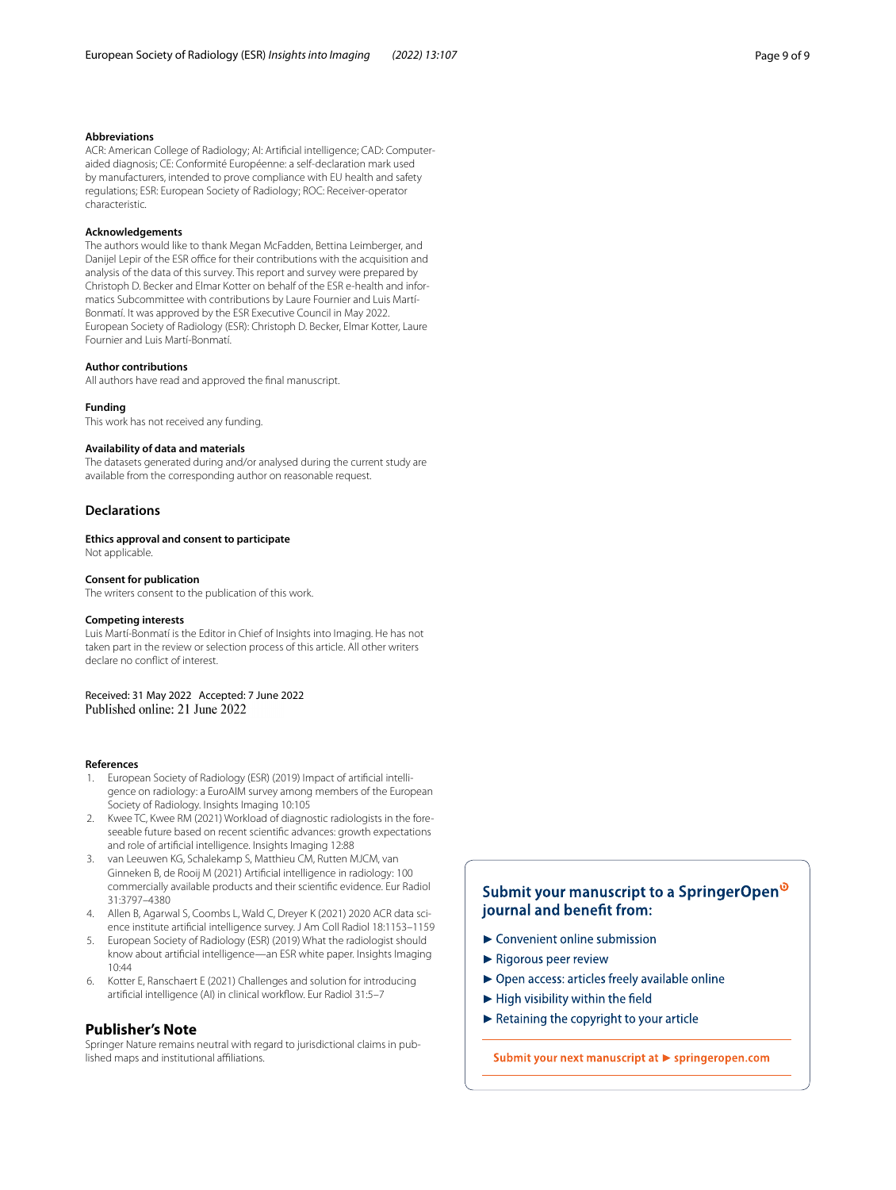#### Abbreviations
ACR: American College of Radiology; AI: Artificial intelligence; CAD: Computer-aided diagnosis; CE: Conformité Européenne: a self-declaration mark used by manufacturers, intended to prove compliance with EU health and safety regulations; ESR: European Society of Radiology; ROC: Receiver-operator characteristic.

#### Acknowledgements
The authors would like to thank Megan McFadden, Bettina Leimberger, and Danijel Lepir of the ESR office for their contributions with the acquisition and analysis of the data of this survey. This report and survey were prepared by Christoph D. Becker and Elmar Kotter on behalf of the ESR e-health and informatics Subcommittee with contributions by Laure Fournier and Luis Martí-Bonmatí. It was approved by the ESR Executive Council in May 2022. European Society of Radiology (ESR): Christoph D. Becker, Elmar Kotter, Laure Fournier and Luis Martí-Bonmatí.

#### Author contributions
All authors have read and approved the final manuscript.

#### Funding
This work has not received any funding.

#### Availability of data and materials
The datasets generated during and/or analysed during the current study are available from the corresponding author on reasonable request.

### Declarations

#### Ethics approval and consent to participate
Not applicable.

#### Consent for publication
The writers consent to the publication of this work.

#### Competing interests
Luis Martí-Bonmatí is the Editor in Chief of Insights into Imaging. He has not taken part in the review or selection process of this article. All other writers declare no conflict of interest.

Received: 31 May 2022 Accepted: 7 June 2022
Published online: 21 June 2022

#### References
1. European Society of Radiology (ESR) (2019) Impact of artificial intelligence on radiology: a EuroAIM survey among members of the European Society of Radiology. Insights Imaging 10:105
2. Kwee TC, Kwee RM (2021) Workload of diagnostic radiologists in the foreseeable future based on recent scientific advances: growth expectations and role of artificial intelligence. Insights Imaging 12:88
3. van Leeuwen KG, Schalekamp S, Matthieu CM, Rutten MJCM, van Ginneken B, de Rooij M (2021) Artificial intelligence in radiology: 100 commercially available products and their scientific evidence. Eur Radiol 31:3797–4380
4. Allen B, Agarwal S, Coombs L, Wald C, Dreyer K (2021) 2020 ACR data science institute artificial intelligence survey. J Am Coll Radiol 18:1153–1159
5. European Society of Radiology (ESR) (2019) What the radiologist should know about artificial intelligence—an ESR white paper. Insights Imaging 10:44
6. Kotter E, Ranschaert E (2021) Challenges and solution for introducing artificial intelligence (AI) in clinical workflow. Eur Radiol 31:5–7

## Publisher's Note
Springer Nature remains neutral with regard to jurisdictional claims in published maps and institutional affiliations.

**Submit your manuscript to a SpringerOpen journal and benefit from:**

- ► Convenient online submission
- ► Rigorous peer review
- ► Open access: articles freely available online
- ► High visibility within the field
- ► Retaining the copyright to your article

**Submit your next manuscript at ► springeropen.com**